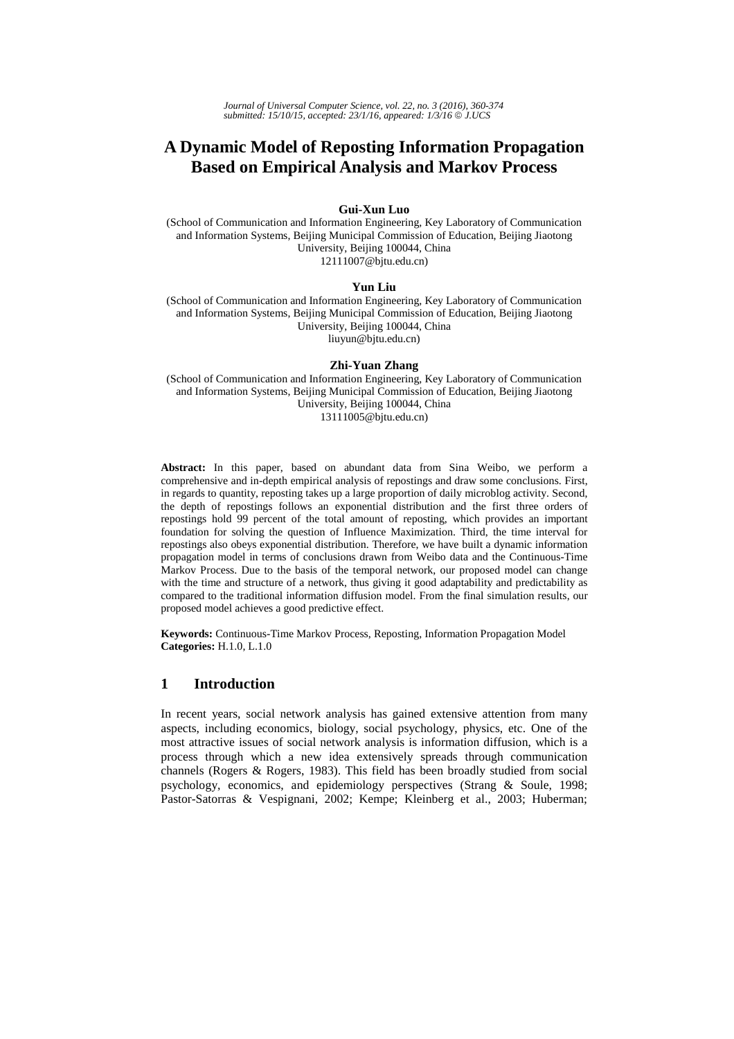*Journal of Universal Computer Science, vol. 22, no. 3 (2016), 360-374*
*submitted: 15/10/15, accepted: 23/1/16, appeared: 1/3/16 © J.UCS*

# A Dynamic Model of Reposting Information Propagation Based on Empirical Analysis and Markov Process

**Gui-Xun Luo**

(School of Communication and Information Engineering, Key Laboratory of Communication and Information Systems, Beijing Municipal Commission of Education, Beijing Jiaotong University, Beijing 100044, China
12111007@bjtu.edu.cn)

**Yun Liu**

(School of Communication and Information Engineering, Key Laboratory of Communication and Information Systems, Beijing Municipal Commission of Education, Beijing Jiaotong University, Beijing 100044, China
liuyun@bjtu.edu.cn)

**Zhi-Yuan Zhang**

(School of Communication and Information Engineering, Key Laboratory of Communication and Information Systems, Beijing Municipal Commission of Education, Beijing Jiaotong University, Beijing 100044, China
13111005@bjtu.edu.cn)

**Abstract:** In this paper, based on abundant data from Sina Weibo, we perform a comprehensive and in-depth empirical analysis of repostings and draw some conclusions. First, in regards to quantity, reposting takes up a large proportion of daily microblog activity. Second, the depth of repostings follows an exponential distribution and the first three orders of repostings hold 99 percent of the total amount of reposting, which provides an important foundation for solving the question of Influence Maximization. Third, the time interval for repostings also obeys exponential distribution. Therefore, we have built a dynamic information propagation model in terms of conclusions drawn from Weibo data and the Continuous-Time Markov Process. Due to the basis of the temporal network, our proposed model can change with the time and structure of a network, thus giving it good adaptability and predictability as compared to the traditional information diffusion model. From the final simulation results, our proposed model achieves a good predictive effect.

**Keywords:** Continuous-Time Markov Process, Reposting, Information Propagation Model
**Categories:** H.1.0, L.1.0

## 1 Introduction

In recent years, social network analysis has gained extensive attention from many aspects, including economics, biology, social psychology, physics, etc. One of the most attractive issues of social network analysis is information diffusion, which is a process through which a new idea extensively spreads through communication channels (Rogers & Rogers, 1983). This field has been broadly studied from social psychology, economics, and epidemiology perspectives (Strang & Soule, 1998; Pastor-Satorras & Vespignani, 2002; Kempe; Kleinberg et al., 2003; Huberman;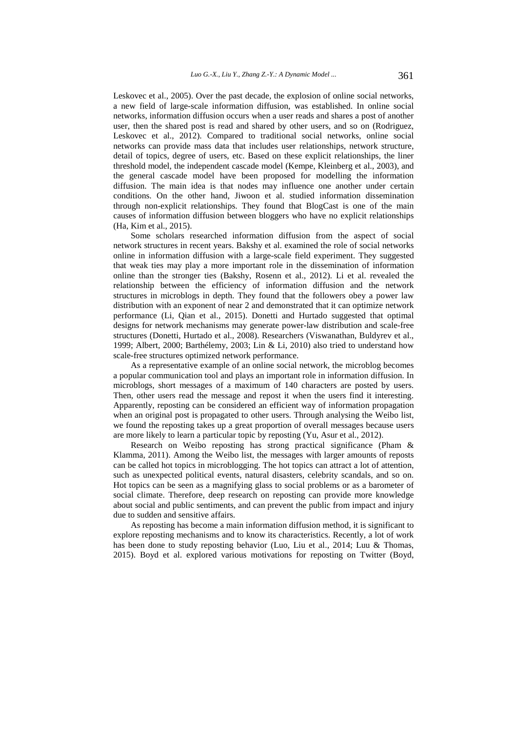Leskovec et al., 2005). Over the past decade, the explosion of online social networks, a new field of large-scale information diffusion, was established. In online social networks, information diffusion occurs when a user reads and shares a post of another user, then the shared post is read and shared by other users, and so on (Rodriguez, Leskovec et al., 2012). Compared to traditional social networks, online social networks can provide mass data that includes user relationships, network structure, detail of topics, degree of users, etc. Based on these explicit relationships, the liner threshold model, the independent cascade model (Kempe, Kleinberg et al., 2003), and the general cascade model have been proposed for modelling the information diffusion. The main idea is that nodes may influence one another under certain conditions. On the other hand, Jiwoon et al. studied information dissemination through non-explicit relationships. They found that BlogCast is one of the main causes of information diffusion between bloggers who have no explicit relationships (Ha, Kim et al., 2015).

Some scholars researched information diffusion from the aspect of social network structures in recent years. Bakshy et al. examined the role of social networks online in information diffusion with a large-scale field experiment. They suggested that weak ties may play a more important role in the dissemination of information online than the stronger ties (Bakshy, Rosenn et al., 2012). Li et al. revealed the relationship between the efficiency of information diffusion and the network structures in microblogs in depth. They found that the followers obey a power law distribution with an exponent of near 2 and demonstrated that it can optimize network performance (Li, Qian et al., 2015). Donetti and Hurtado suggested that optimal designs for network mechanisms may generate power-law distribution and scale-free structures (Donetti, Hurtado et al., 2008). Researchers (Viswanathan, Buldyrev et al., 1999; Albert, 2000; Barthélemy, 2003; Lin & Li, 2010) also tried to understand how scale-free structures optimized network performance.

As a representative example of an online social network, the microblog becomes a popular communication tool and plays an important role in information diffusion. In microblogs, short messages of a maximum of 140 characters are posted by users. Then, other users read the message and repost it when the users find it interesting. Apparently, reposting can be considered an efficient way of information propagation when an original post is propagated to other users. Through analysing the Weibo list, we found the reposting takes up a great proportion of overall messages because users are more likely to learn a particular topic by reposting (Yu, Asur et al., 2012).

Research on Weibo reposting has strong practical significance (Pham & Klamma, 2011). Among the Weibo list, the messages with larger amounts of reposts can be called hot topics in microblogging. The hot topics can attract a lot of attention, such as unexpected political events, natural disasters, celebrity scandals, and so on. Hot topics can be seen as a magnifying glass to social problems or as a barometer of social climate. Therefore, deep research on reposting can provide more knowledge about social and public sentiments, and can prevent the public from impact and injury due to sudden and sensitive affairs.

As reposting has become a main information diffusion method, it is significant to explore reposting mechanisms and to know its characteristics. Recently, a lot of work has been done to study reposting behavior (Luo, Liu et al., 2014; Luu & Thomas, 2015). Boyd et al. explored various motivations for reposting on Twitter (Boyd,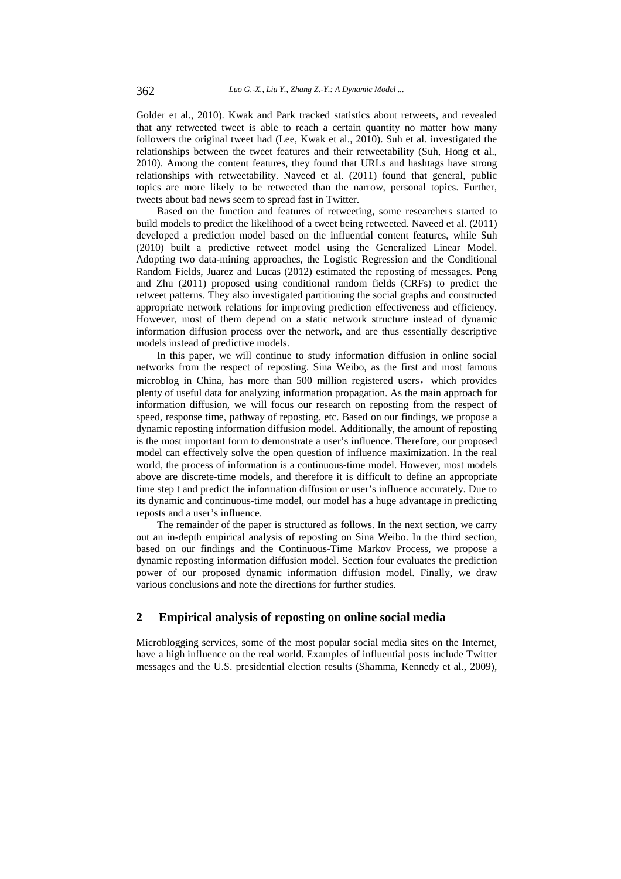Golder et al., 2010). Kwak and Park tracked statistics about retweets, and revealed that any retweeted tweet is able to reach a certain quantity no matter how many followers the original tweet had (Lee, Kwak et al., 2010). Suh et al. investigated the relationships between the tweet features and their retweetability (Suh, Hong et al., 2010). Among the content features, they found that URLs and hashtags have strong relationships with retweetability. Naveed et al. (2011) found that general, public topics are more likely to be retweeted than the narrow, personal topics. Further, tweets about bad news seem to spread fast in Twitter.

Based on the function and features of retweeting, some researchers started to build models to predict the likelihood of a tweet being retweeted. Naveed et al. (2011) developed a prediction model based on the influential content features, while Suh (2010) built a predictive retweet model using the Generalized Linear Model. Adopting two data-mining approaches, the Logistic Regression and the Conditional Random Fields, Juarez and Lucas (2012) estimated the reposting of messages. Peng and Zhu (2011) proposed using conditional random fields (CRFs) to predict the retweet patterns. They also investigated partitioning the social graphs and constructed appropriate network relations for improving prediction effectiveness and efficiency. However, most of them depend on a static network structure instead of dynamic information diffusion process over the network, and are thus essentially descriptive models instead of predictive models.

In this paper, we will continue to study information diffusion in online social networks from the respect of reposting. Sina Weibo, as the first and most famous microblog in China, has more than 500 million registered users，which provides plenty of useful data for analyzing information propagation. As the main approach for information diffusion, we will focus our research on reposting from the respect of speed, response time, pathway of reposting, etc. Based on our findings, we propose a dynamic reposting information diffusion model. Additionally, the amount of reposting is the most important form to demonstrate a user's influence. Therefore, our proposed model can effectively solve the open question of influence maximization. In the real world, the process of information is a continuous-time model. However, most models above are discrete-time models, and therefore it is difficult to define an appropriate time step t and predict the information diffusion or user's influence accurately. Due to its dynamic and continuous-time model, our model has a huge advantage in predicting reposts and a user's influence.

The remainder of the paper is structured as follows. In the next section, we carry out an in-depth empirical analysis of reposting on Sina Weibo. In the third section, based on our findings and the Continuous-Time Markov Process, we propose a dynamic reposting information diffusion model. Section four evaluates the prediction power of our proposed dynamic information diffusion model. Finally, we draw various conclusions and note the directions for further studies.

## 2 Empirical analysis of reposting on online social media

Microblogging services, some of the most popular social media sites on the Internet, have a high influence on the real world. Examples of influential posts include Twitter messages and the U.S. presidential election results (Shamma, Kennedy et al., 2009),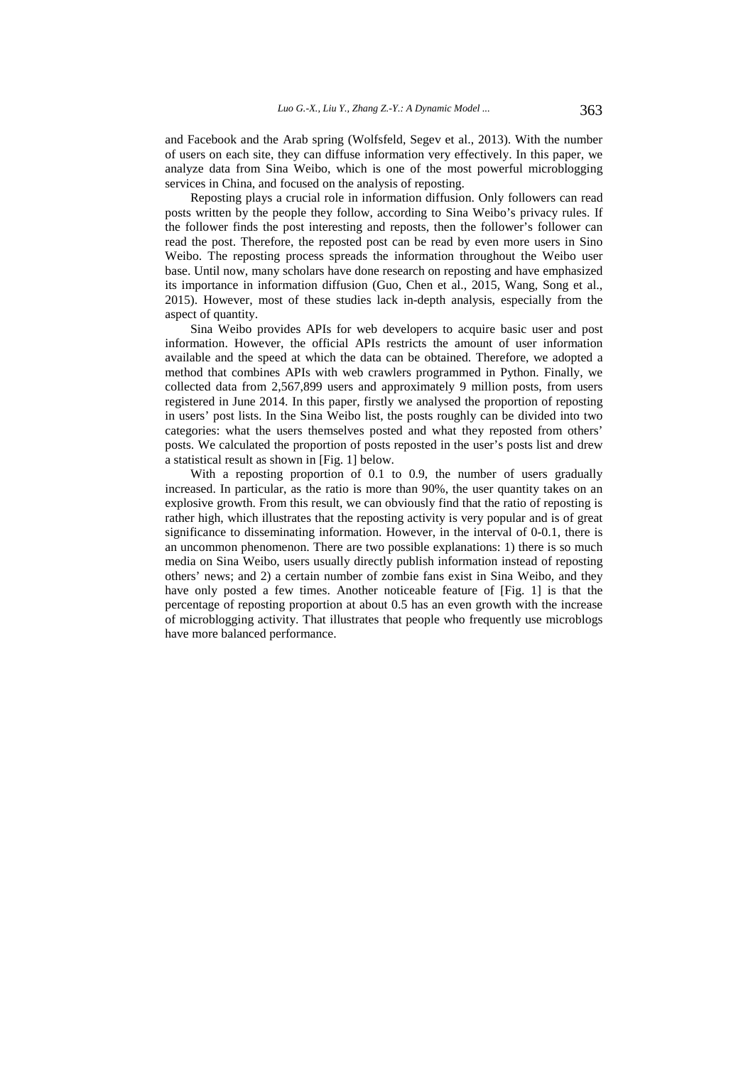and Facebook and the Arab spring (Wolfsfeld, Segev et al., 2013). With the number of users on each site, they can diffuse information very effectively. In this paper, we analyze data from Sina Weibo, which is one of the most powerful microblogging services in China, and focused on the analysis of reposting.

Reposting plays a crucial role in information diffusion. Only followers can read posts written by the people they follow, according to Sina Weibo's privacy rules. If the follower finds the post interesting and reposts, then the follower's follower can read the post. Therefore, the reposted post can be read by even more users in Sino Weibo. The reposting process spreads the information throughout the Weibo user base. Until now, many scholars have done research on reposting and have emphasized its importance in information diffusion (Guo, Chen et al., 2015, Wang, Song et al., 2015). However, most of these studies lack in-depth analysis, especially from the aspect of quantity.

Sina Weibo provides APIs for web developers to acquire basic user and post information. However, the official APIs restricts the amount of user information available and the speed at which the data can be obtained. Therefore, we adopted a method that combines APIs with web crawlers programmed in Python. Finally, we collected data from 2,567,899 users and approximately 9 million posts, from users registered in June 2014. In this paper, firstly we analysed the proportion of reposting in users' post lists. In the Sina Weibo list, the posts roughly can be divided into two categories: what the users themselves posted and what they reposted from others' posts. We calculated the proportion of posts reposted in the user's posts list and drew a statistical result as shown in [Fig. 1] below.

With a reposting proportion of 0.1 to 0.9, the number of users gradually increased. In particular, as the ratio is more than 90%, the user quantity takes on an explosive growth. From this result, we can obviously find that the ratio of reposting is rather high, which illustrates that the reposting activity is very popular and is of great significance to disseminating information. However, in the interval of 0-0.1, there is an uncommon phenomenon. There are two possible explanations: 1) there is so much media on Sina Weibo, users usually directly publish information instead of reposting others' news; and 2) a certain number of zombie fans exist in Sina Weibo, and they have only posted a few times. Another noticeable feature of [Fig. 1] is that the percentage of reposting proportion at about 0.5 has an even growth with the increase of microblogging activity. That illustrates that people who frequently use microblogs have more balanced performance.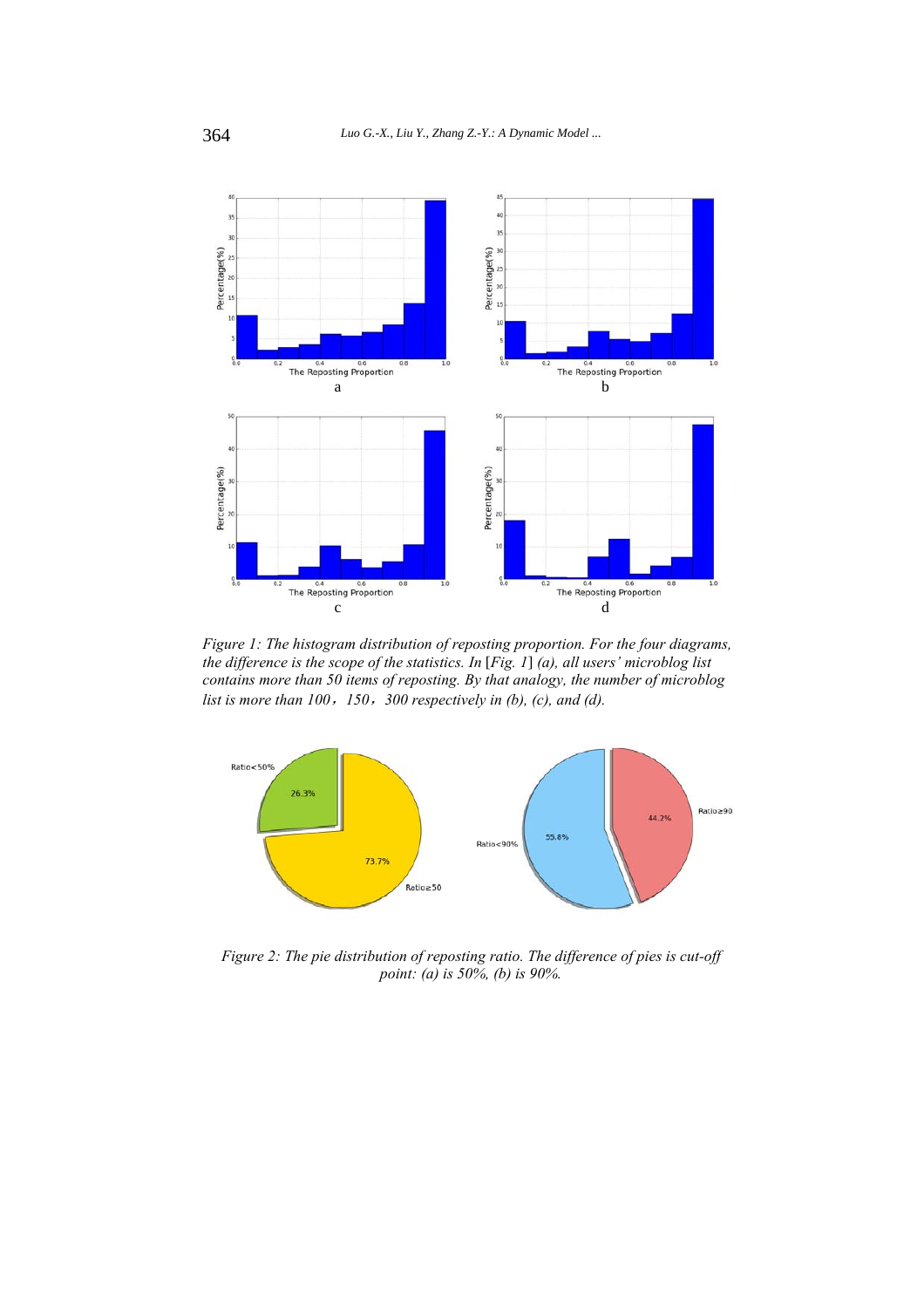*Figure 1: The histogram distribution of reposting proportion. For the four diagrams, the difference is the scope of the statistics. In [Fig. 1] (a), all users' microblog list contains more than 50 items of reposting. By that analogy, the number of microblog list is more than 100，150，300 respectively in (b), (c), and (d).*

*Figure 2: The pie distribution of reposting ratio. The difference of pies is cut-off point: (a) is 50%, (b) is 90%.*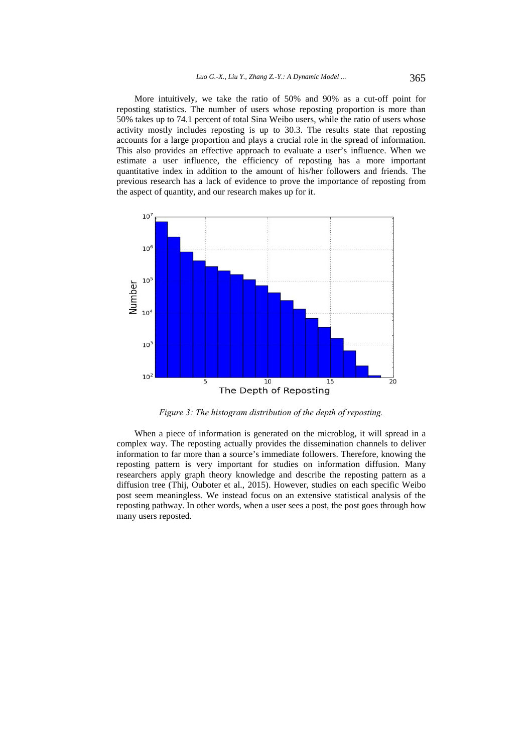More intuitively, we take the ratio of 50% and 90% as a cut-off point for reposting statistics. The number of users whose reposting proportion is more than 50% takes up to 74.1 percent of total Sina Weibo users, while the ratio of users whose activity mostly includes reposting is up to 30.3. The results state that reposting accounts for a large proportion and plays a crucial role in the spread of information. This also provides an effective approach to evaluate a user's influence. When we estimate a user influence, the efficiency of reposting has a more important quantitative index in addition to the amount of his/her followers and friends. The previous research has a lack of evidence to prove the importance of reposting from the aspect of quantity, and our research makes up for it.

*Figure 3: The histogram distribution of the depth of reposting.*

When a piece of information is generated on the microblog, it will spread in a complex way. The reposting actually provides the dissemination channels to deliver information to far more than a source's immediate followers. Therefore, knowing the reposting pattern is very important for studies on information diffusion. Many researchers apply graph theory knowledge and describe the reposting pattern as a diffusion tree (Thij, Ouboter et al., 2015). However, studies on each specific Weibo post seem meaningless. We instead focus on an extensive statistical analysis of the reposting pathway. In other words, when a user sees a post, the post goes through how many users reposted.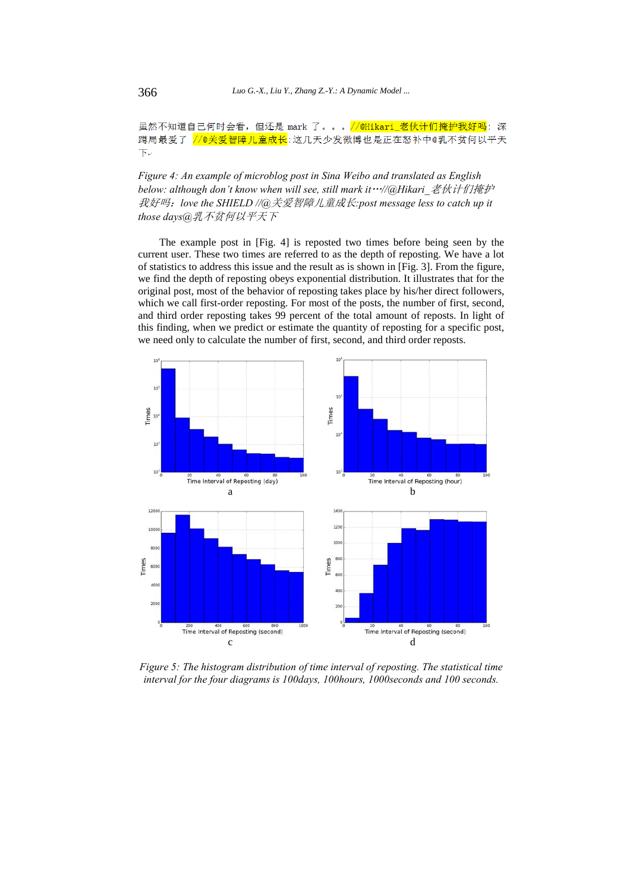虽然不知道自己何时会看，但还是 mark 了。。。//@Hikari_老伙计们掩护我好吗：深蹲局最爱了 //@关爱智障儿童成长:这几天少发微博也是正在怒补中@乳不贫何以平天下

*Figure 4: An example of microblog post in Sina Weibo and translated as English below: although don't know when will see, still mark it…//@Hikari_老伙计们掩护我好吗：love the SHIELD //@关爱智障儿童成长:post message less to catch up it those days@乳不贫何以平天下*

The example post in [Fig. 4] is reposted two times before being seen by the current user. These two times are referred to as the depth of reposting. We have a lot of statistics to address this issue and the result as is shown in [Fig. 3]. From the figure, we find the depth of reposting obeys exponential distribution. It illustrates that for the original post, most of the behavior of reposting takes place by his/her direct followers, which we call first-order reposting. For most of the posts, the number of first, second, and third order reposting takes 99 percent of the total amount of reposts. In light of this finding, when we predict or estimate the quantity of reposting for a specific post, we need only to calculate the number of first, second, and third order reposts.

*Figure 5: The histogram distribution of time interval of reposting. The statistical time interval for the four diagrams is 100days, 100hours, 1000seconds and 100 seconds.*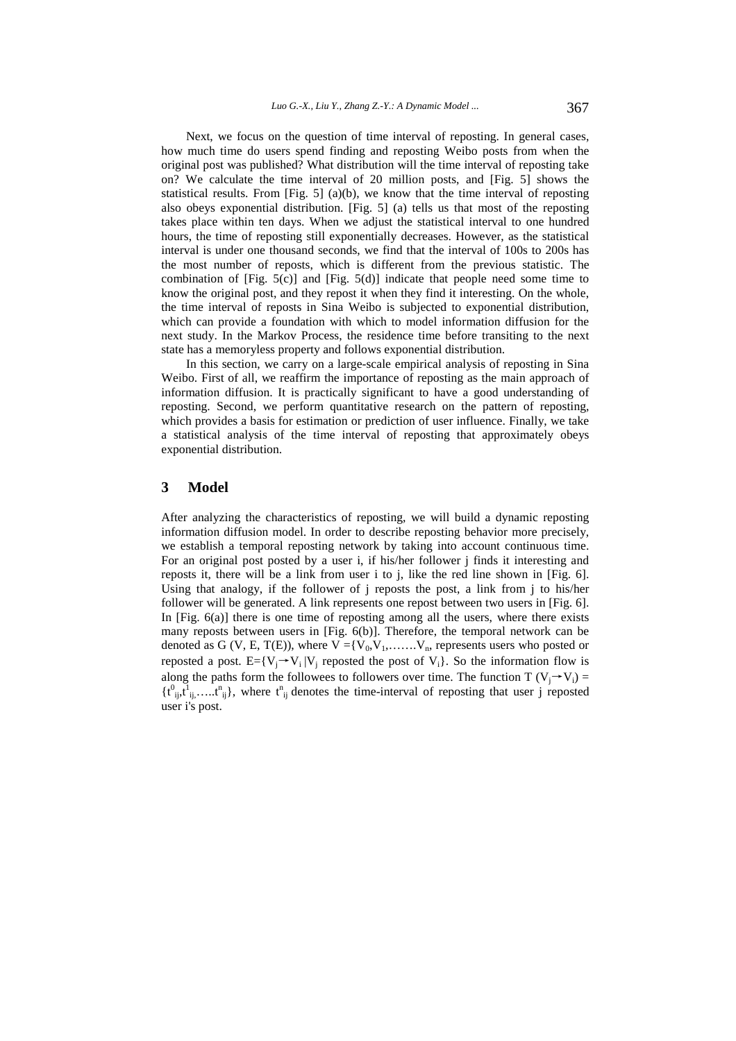Next, we focus on the question of time interval of reposting. In general cases, how much time do users spend finding and reposting Weibo posts from when the original post was published? What distribution will the time interval of reposting take on? We calculate the time interval of 20 million posts, and [Fig. 5] shows the statistical results. From [Fig. 5] (a)(b), we know that the time interval of reposting also obeys exponential distribution. [Fig. 5] (a) tells us that most of the reposting takes place within ten days. When we adjust the statistical interval to one hundred hours, the time of reposting still exponentially decreases. However, as the statistical interval is under one thousand seconds, we find that the interval of 100s to 200s has the most number of reposts, which is different from the previous statistic. The combination of [Fig. 5(c)] and [Fig. 5(d)] indicate that people need some time to know the original post, and they repost it when they find it interesting. On the whole, the time interval of reposts in Sina Weibo is subjected to exponential distribution, which can provide a foundation with which to model information diffusion for the next study. In the Markov Process, the residence time before transiting to the next state has a memoryless property and follows exponential distribution.

In this section, we carry on a large-scale empirical analysis of reposting in Sina Weibo. First of all, we reaffirm the importance of reposting as the main approach of information diffusion. It is practically significant to have a good understanding of reposting. Second, we perform quantitative research on the pattern of reposting, which provides a basis for estimation or prediction of user influence. Finally, we take a statistical analysis of the time interval of reposting that approximately obeys exponential distribution.

## 3 Model

After analyzing the characteristics of reposting, we will build a dynamic reposting information diffusion model. In order to describe reposting behavior more precisely, we establish a temporal reposting network by taking into account continuous time. For an original post posted by a user i, if his/her follower j finds it interesting and reposts it, there will be a link from user i to j, like the red line shown in [Fig. 6]. Using that analogy, if the follower of j reposts the post, a link from j to his/her follower will be generated. A link represents one repost between two users in [Fig. 6]. In [Fig. 6(a)] there is one time of reposting among all the users, where there exists many reposts between users in [Fig. 6(b)]. Therefore, the temporal network can be denoted as G (V, E, T(E)), where $V = \{V_0, V_1, \ldots\ldots V_n$, represents users who posted or reposted a post. $E = \{V_j \rightarrow V_i \mid V_j$ reposted the post of $V_i\}$. So the information flow is along the paths form the followees to followers over time. The function $T(V_j \rightarrow V_i) = \{t^0_{ij}, t^1_{ij}, \ldots t^n_{ij}\}$, where $t^n_{ij}$ denotes the time-interval of reposting that user j reposted user i's post.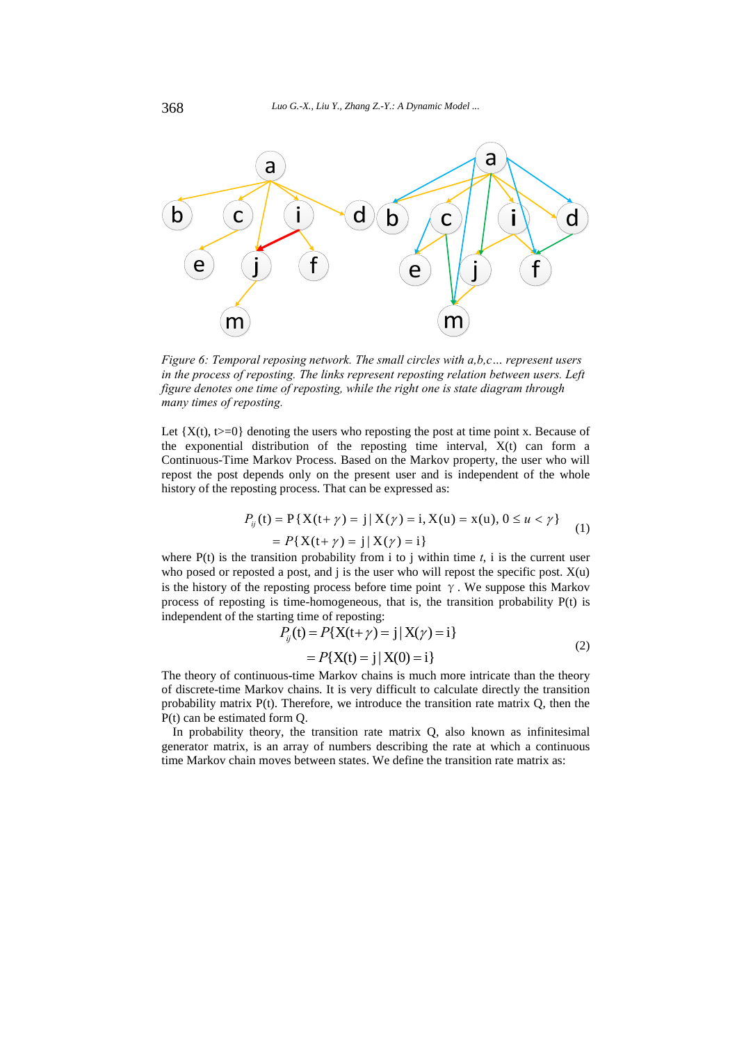*Figure 6: Temporal reposing network. The small circles with a,b,c… represent users in the process of reposting. The links represent reposting relation between users. Left figure denotes one time of reposting, while the right one is state diagram through many times of reposting.*

Let {X(t), t>=0} denoting the users who reposting the post at time point x. Because of the exponential distribution of the reposting time interval, X(t) can form a Continuous-Time Markov Process. Based on the Markov property, the user who will repost the post depends only on the present user and is independent of the whole history of the reposting process. That can be expressed as:

$$\begin{aligned} P_{ij}(\mathrm{t}) &= \mathrm{P}\{\mathrm{X}(\mathrm{t}+\gamma) = \mathrm{j} \mid \mathrm{X}(\gamma) = \mathrm{i}, \mathrm{X}(\mathrm{u}) = \mathrm{x}(\mathrm{u}), 0 \le u < \gamma\} \\ &= P\{\mathrm{X}(\mathrm{t}+\gamma) = \mathrm{j} \mid \mathrm{X}(\gamma) = \mathrm{i}\} \end{aligned} \tag{1}$$

where P(t) is the transition probability from i to j within time *t*, i is the current user who posed or reposted a post, and j is the user who will repost the specific post. X(u) is the history of the reposting process before time point $\gamma$. We suppose this Markov process of reposting is time-homogeneous, that is, the transition probability P(t) is independent of the starting time of reposting:

$$\begin{aligned} P_{ij}(\mathrm{t}) &= P\{\mathrm{X}(\mathrm{t}+\gamma) = \mathrm{j} \mid \mathrm{X}(\gamma) = \mathrm{i}\} \\ &= P\{\mathrm{X}(\mathrm{t}) = \mathrm{j} \mid \mathrm{X}(0) = \mathrm{i}\} \end{aligned} \tag{2}$$

The theory of continuous-time Markov chains is much more intricate than the theory of discrete-time Markov chains. It is very difficult to calculate directly the transition probability matrix P(t). Therefore, we introduce the transition rate matrix Q, then the P(t) can be estimated form Q.

In probability theory, the transition rate matrix Q, also known as infinitesimal generator matrix, is an array of numbers describing the rate at which a continuous time Markov chain moves between states. We define the transition rate matrix as: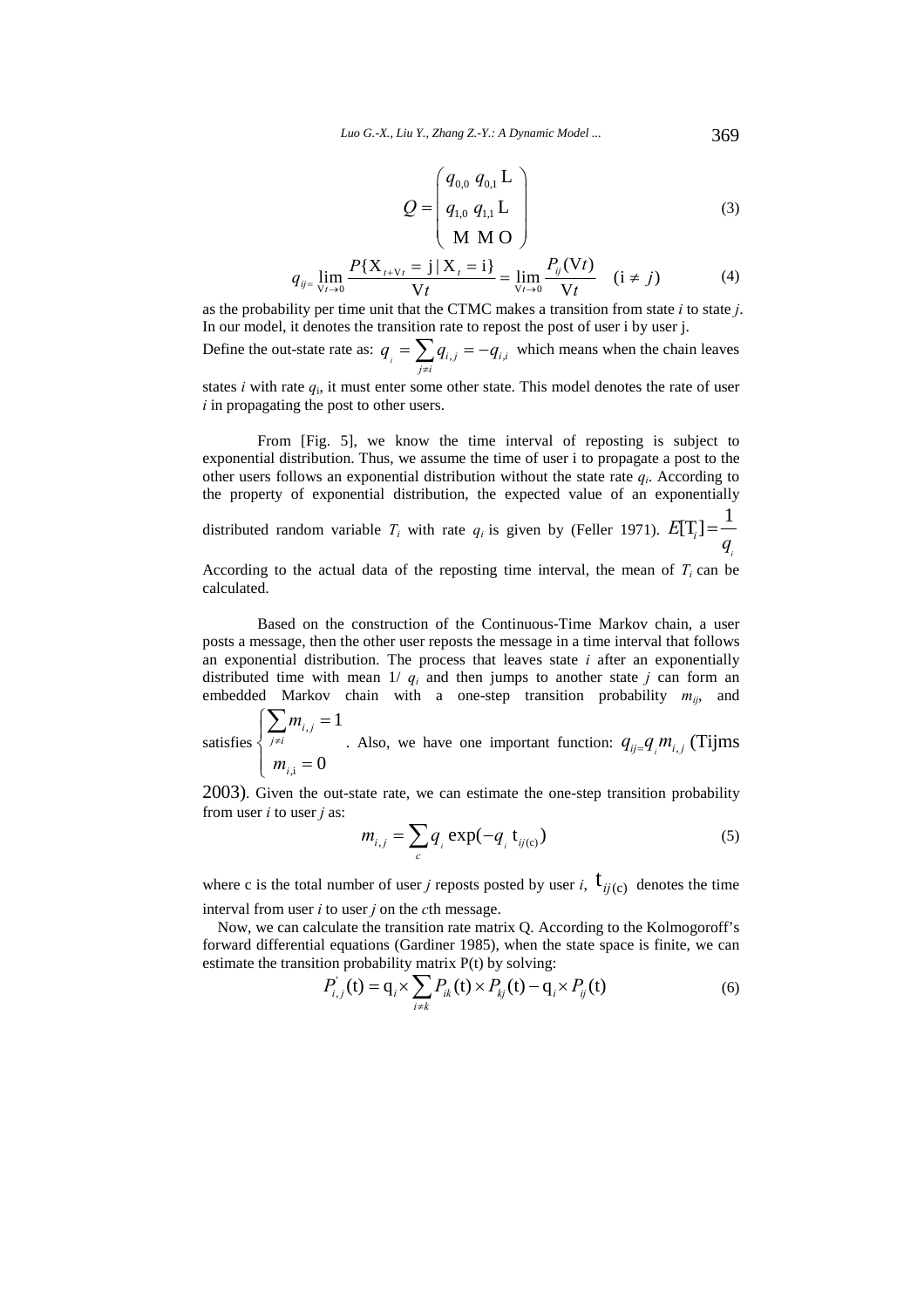$$Q = \begin{pmatrix} q_{0,0} & q_{0,1} & \cdots \\ q_{1,0} & q_{1,1} & \cdots \\ \vdots & \vdots & \ddots \end{pmatrix} \tag{3}$$

$$q_{ij} = \lim_{\Delta t \to 0} \frac{P\{X_{t+\Delta t} = j \mid X_t = i\}}{\Delta t} = \lim_{\Delta t \to 0} \frac{P_{ij}(\Delta t)}{\Delta t} \quad (i \neq j) \tag{4}$$

as the probability per time unit that the CTMC makes a transition from state *i* to state *j*. In our model, it denotes the transition rate to repost the post of user i by user j.

Define the out-state rate as: $q_i = \sum_{j \neq i} q_{i,j} = -q_{i,i}$ which means when the chain leaves states *i* with rate $q_i$, it must enter some other state. This model denotes the rate of user *i* in propagating the post to other users.

From [Fig. 5], we know the time interval of reposting is subject to exponential distribution. Thus, we assume the time of user i to propagate a post to the other users follows an exponential distribution without the state rate $q_i$. According to the property of exponential distribution, the expected value of an exponentially distributed random variable $T_i$ with rate $q_i$ is given by (Feller 1971). $E[T_i] = \frac{1}{q_i}$

According to the actual data of the reposting time interval, the mean of $T_i$ can be calculated.

Based on the construction of the Continuous-Time Markov chain, a user posts a message, then the other user reposts the message in a time interval that follows an exponential distribution. The process that leaves state *i* after an exponentially distributed time with mean $1/q_i$ and then jumps to another state *j* can form an embedded Markov chain with a one-step transition probability $m_{ij}$, and satisfies $\begin{cases} \sum_{j \neq i} m_{i,j} = 1 \\ m_{i,i} = 0 \end{cases}$. Also, we have one important function: $q_{ij} = q_i m_{i,j}$ (Tijms 2003). Given the out-state rate, we can estimate the one-step transition probability from user *i* to user *j* as:

$$m_{i,j} = \sum_c q_i \exp(-q_i t_{ij(c)}) \tag{5}$$

where c is the total number of user *j* reposts posted by user *i*, $t_{ij(c)}$ denotes the time interval from user *i* to user *j* on the *c*th message.

Now, we can calculate the transition rate matrix Q. According to the Kolmogoroff's forward differential equations (Gardiner 1985), when the state space is finite, we can estimate the transition probability matrix P(t) by solving:

$$P_{i,j}^{'}(t) = q_i \times \sum_{i \neq k} P_{ik}(t) \times P_{kj}(t) - q_i \times P_{ij}(t) \tag{6}$$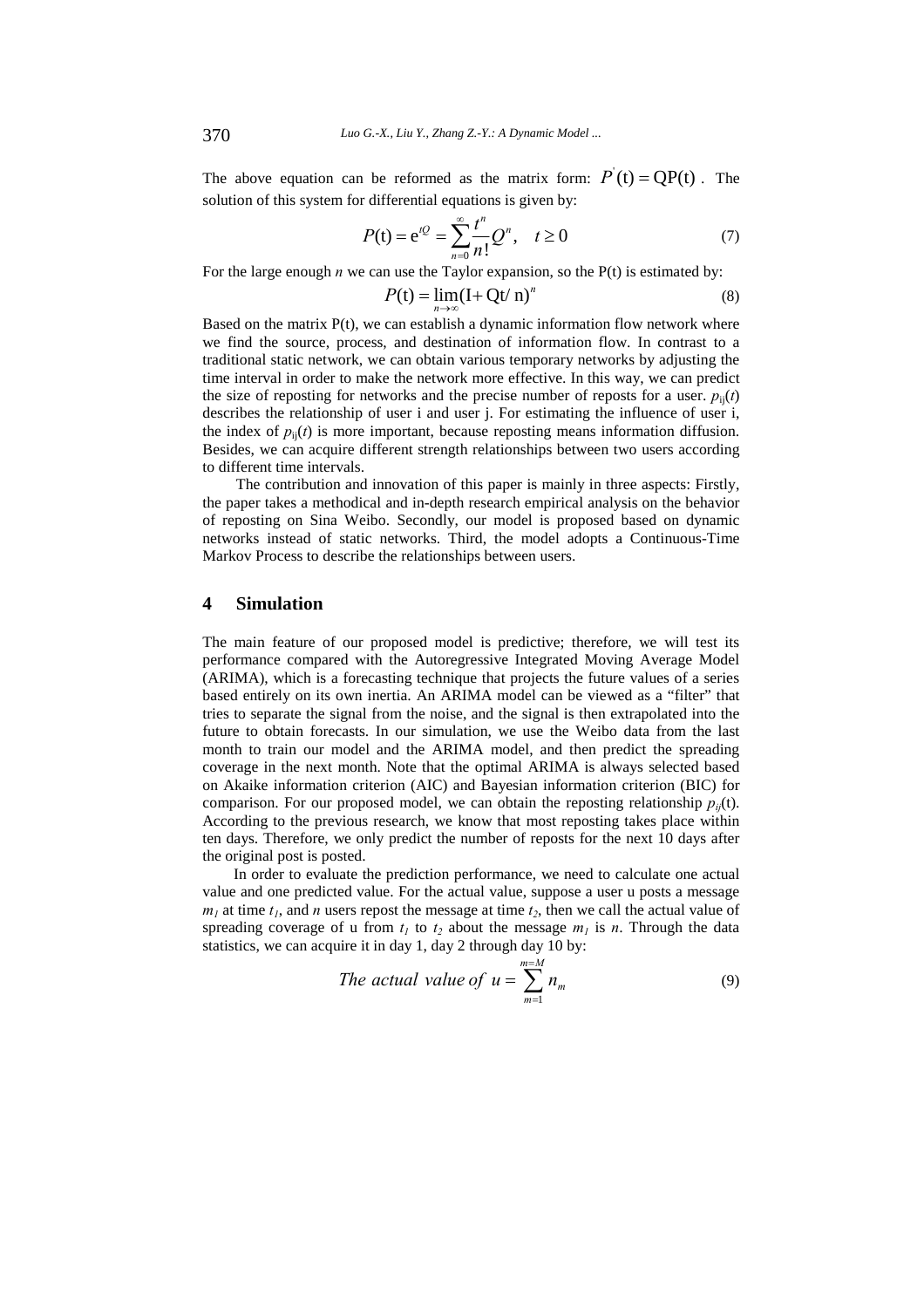The above equation can be reformed as the matrix form: $P^{'}(\mathrm{t}) = \mathrm{QP}(\mathrm{t})$. The solution of this system for differential equations is given by:

$$P(\mathrm{t}) = \mathrm{e}^{tQ} = \sum_{n=0}^{\infty} \frac{t^n}{n!} Q^n, \quad t \geq 0 \tag{7}$$

For the large enough $n$ we can use the Taylor expansion, so the P(t) is estimated by:

$$P(\mathrm{t}) = \lim_{n \to \infty} (\mathrm{I} + \mathrm{Qt}/\mathrm{n})^n \tag{8}$$

Based on the matrix P(t), we can establish a dynamic information flow network where we find the source, process, and destination of information flow. In contrast to a traditional static network, we can obtain various temporary networks by adjusting the time interval in order to make the network more effective. In this way, we can predict the size of reposting for networks and the precise number of reposts for a user. $p_{ij}(t)$ describes the relationship of user i and user j. For estimating the influence of user i, the index of $p_{ij}(t)$ is more important, because reposting means information diffusion. Besides, we can acquire different strength relationships between two users according to different time intervals.

The contribution and innovation of this paper is mainly in three aspects: Firstly, the paper takes a methodical and in-depth research empirical analysis on the behavior of reposting on Sina Weibo. Secondly, our model is proposed based on dynamic networks instead of static networks. Third, the model adopts a Continuous-Time Markov Process to describe the relationships between users.

## 4 Simulation

The main feature of our proposed model is predictive; therefore, we will test its performance compared with the Autoregressive Integrated Moving Average Model (ARIMA), which is a forecasting technique that projects the future values of a series based entirely on its own inertia. An ARIMA model can be viewed as a "filter" that tries to separate the signal from the noise, and the signal is then extrapolated into the future to obtain forecasts. In our simulation, we use the Weibo data from the last month to train our model and the ARIMA model, and then predict the spreading coverage in the next month. Note that the optimal ARIMA is always selected based on Akaike information criterion (AIC) and Bayesian information criterion (BIC) for comparison. For our proposed model, we can obtain the reposting relationship $p_{ij}(\mathrm{t})$. According to the previous research, we know that most reposting takes place within ten days. Therefore, we only predict the number of reposts for the next 10 days after the original post is posted.

In order to evaluate the prediction performance, we need to calculate one actual value and one predicted value. For the actual value, suppose a user u posts a message $m_1$ at time $t_1$, and $n$ users repost the message at time $t_2$, then we call the actual value of spreading coverage of u from $t_1$ to $t_2$ about the message $m_1$ is $n$. Through the data statistics, we can acquire it in day 1, day 2 through day 10 by:

$$\textit{The actual value of } u = \sum_{m=1}^{m=M} n_m \tag{9}$$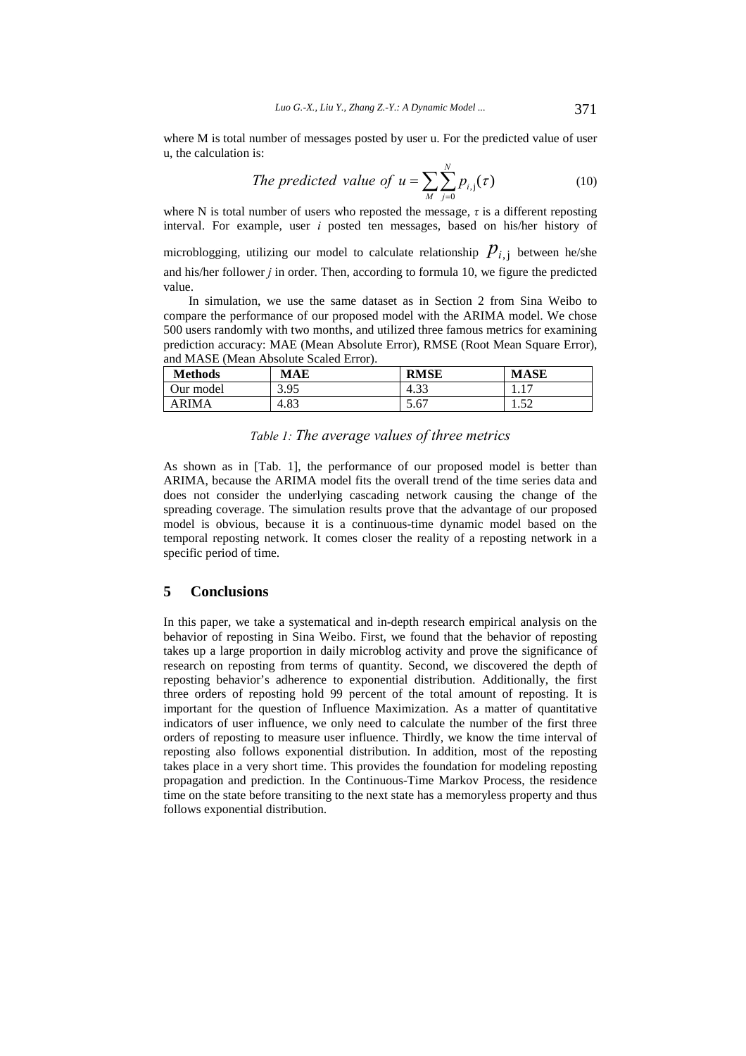where M is total number of messages posted by user u. For the predicted value of user u, the calculation is:

$$The\ predicted\ value\ of\ u = \sum_{M} \sum_{j=0}^{N} p_{i,j}(\tau) \tag{10}$$

where N is total number of users who reposted the message, $\tau$ is a different reposting interval. For example, user *i* posted ten messages, based on his/her history of microblogging, utilizing our model to calculate relationship $p_{i,j}$ between he/she and his/her follower *j* in order. Then, according to formula 10, we figure the predicted value.

In simulation, we use the same dataset as in Section 2 from Sina Weibo to compare the performance of our proposed model with the ARIMA model. We chose 500 users randomly with two months, and utilized three famous metrics for examining prediction accuracy: MAE (Mean Absolute Error), RMSE (Root Mean Square Error), and MASE (Mean Absolute Scaled Error).

| **Methods** | **MAE** | **RMSE** | **MASE** |
|---|---|---|---|
| Our model | 3.95 | 4.33 | 1.17 |
| ARIMA | 4.83 | 5.67 | 1.52 |

*Table 1: The average values of three metrics*

As shown as in [Tab. 1], the performance of our proposed model is better than ARIMA, because the ARIMA model fits the overall trend of the time series data and does not consider the underlying cascading network causing the change of the spreading coverage. The simulation results prove that the advantage of our proposed model is obvious, because it is a continuous-time dynamic model based on the temporal reposting network. It comes closer the reality of a reposting network in a specific period of time.

## 5 Conclusions

In this paper, we take a systematical and in-depth research empirical analysis on the behavior of reposting in Sina Weibo. First, we found that the behavior of reposting takes up a large proportion in daily microblog activity and prove the significance of research on reposting from terms of quantity. Second, we discovered the depth of reposting behavior's adherence to exponential distribution. Additionally, the first three orders of reposting hold 99 percent of the total amount of reposting. It is important for the question of Influence Maximization. As a matter of quantitative indicators of user influence, we only need to calculate the number of the first three orders of reposting to measure user influence. Thirdly, we know the time interval of reposting also follows exponential distribution. In addition, most of the reposting takes place in a very short time. This provides the foundation for modeling reposting propagation and prediction. In the Continuous-Time Markov Process, the residence time on the state before transiting to the next state has a memoryless property and thus follows exponential distribution.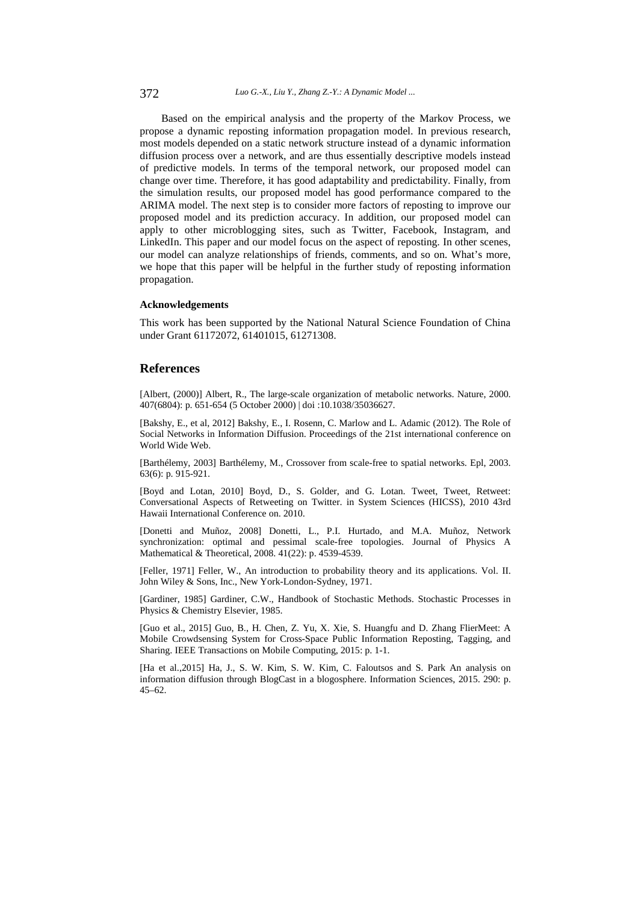Based on the empirical analysis and the property of the Markov Process, we propose a dynamic reposting information propagation model. In previous research, most models depended on a static network structure instead of a dynamic information diffusion process over a network, and are thus essentially descriptive models instead of predictive models. In terms of the temporal network, our proposed model can change over time. Therefore, it has good adaptability and predictability. Finally, from the simulation results, our proposed model has good performance compared to the ARIMA model. The next step is to consider more factors of reposting to improve our proposed model and its prediction accuracy. In addition, our proposed model can apply to other microblogging sites, such as Twitter, Facebook, Instagram, and LinkedIn. This paper and our model focus on the aspect of reposting. In other scenes, our model can analyze relationships of friends, comments, and so on. What's more, we hope that this paper will be helpful in the further study of reposting information propagation.

#### Acknowledgements

This work has been supported by the National Natural Science Foundation of China under Grant 61172072, 61401015, 61271308.

## References

[Albert, (2000)] Albert, R., The large-scale organization of metabolic networks. Nature, 2000. 407(6804): p. 651-654 (5 October 2000) | doi :10.1038/35036627.

[Bakshy, E., et al, 2012] Bakshy, E., I. Rosenn, C. Marlow and L. Adamic (2012). The Role of Social Networks in Information Diffusion. Proceedings of the 21st international conference on World Wide Web.

[Barthélemy, 2003] Barthélemy, M., Crossover from scale-free to spatial networks. Epl, 2003. 63(6): p. 915-921.

[Boyd and Lotan, 2010] Boyd, D., S. Golder, and G. Lotan. Tweet, Tweet, Retweet: Conversational Aspects of Retweeting on Twitter. in System Sciences (HICSS), 2010 43rd Hawaii International Conference on. 2010.

[Donetti and Muñoz, 2008] Donetti, L., P.I. Hurtado, and M.A. Muñoz, Network synchronization: optimal and pessimal scale-free topologies. Journal of Physics A Mathematical & Theoretical, 2008. 41(22): p. 4539-4539.

[Feller, 1971] Feller, W., An introduction to probability theory and its applications. Vol. II. John Wiley & Sons, Inc., New York-London-Sydney, 1971.

[Gardiner, 1985] Gardiner, C.W., Handbook of Stochastic Methods. Stochastic Processes in Physics & Chemistry Elsevier, 1985.

[Guo et al., 2015] Guo, B., H. Chen, Z. Yu, X. Xie, S. Huangfu and D. Zhang FlierMeet: A Mobile Crowdsensing System for Cross-Space Public Information Reposting, Tagging, and Sharing. IEEE Transactions on Mobile Computing, 2015: p. 1-1.

[Ha et al.,2015] Ha, J., S. W. Kim, S. W. Kim, C. Faloutsos and S. Park An analysis on information diffusion through BlogCast in a blogosphere. Information Sciences, 2015. 290: p. 45–62.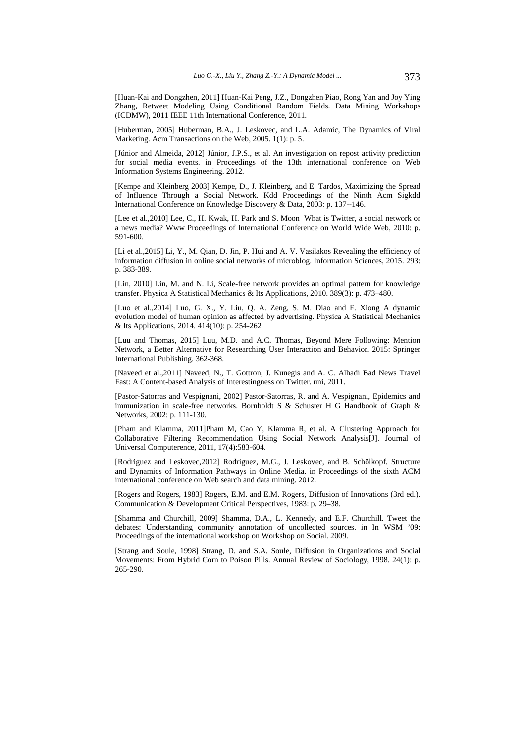[Huan-Kai and Dongzhen, 2011] Huan-Kai Peng, J.Z., Dongzhen Piao, Rong Yan and Joy Ying Zhang, Retweet Modeling Using Conditional Random Fields. Data Mining Workshops (ICDMW), 2011 IEEE 11th International Conference, 2011.

[Huberman, 2005] Huberman, B.A., J. Leskovec, and L.A. Adamic, The Dynamics of Viral Marketing. Acm Transactions on the Web, 2005. 1(1): p. 5.

[Júnior and Almeida, 2012] Júnior, J.P.S., et al. An investigation on repost activity prediction for social media events. in Proceedings of the 13th international conference on Web Information Systems Engineering. 2012.

[Kempe and Kleinberg 2003] Kempe, D., J. Kleinberg, and E. Tardos, Maximizing the Spread of Influence Through a Social Network. Kdd Proceedings of the Ninth Acm Sigkdd International Conference on Knowledge Discovery & Data, 2003: p. 137--146.

[Lee et al.,2010] Lee, C., H. Kwak, H. Park and S. Moon What is Twitter, a social network or a news media? Www Proceedings of International Conference on World Wide Web, 2010: p. 591-600.

[Li et al.,2015] Li, Y., M. Qian, D. Jin, P. Hui and A. V. Vasilakos Revealing the efficiency of information diffusion in online social networks of microblog. Information Sciences, 2015. 293: p. 383-389.

[Lin, 2010] Lin, M. and N. Li, Scale-free network provides an optimal pattern for knowledge transfer. Physica A Statistical Mechanics & Its Applications, 2010. 389(3): p. 473–480.

[Luo et al.,2014] Luo, G. X., Y. Liu, Q. A. Zeng, S. M. Diao and F. Xiong A dynamic evolution model of human opinion as affected by advertising. Physica A Statistical Mechanics & Its Applications, 2014. 414(10): p. 254-262

[Luu and Thomas, 2015] Luu, M.D. and A.C. Thomas, Beyond Mere Following: Mention Network, a Better Alternative for Researching User Interaction and Behavior. 2015: Springer International Publishing. 362-368.

[Naveed et al.,2011] Naveed, N., T. Gottron, J. Kunegis and A. C. Alhadi Bad News Travel Fast: A Content-based Analysis of Interestingness on Twitter. uni, 2011.

[Pastor-Satorras and Vespignani, 2002] Pastor-Satorras, R. and A. Vespignani, Epidemics and immunization in scale-free networks. Bornholdt S & Schuster H G Handbook of Graph & Networks, 2002: p. 111-130.

[Pham and Klamma, 2011]Pham M, Cao Y, Klamma R, et al. A Clustering Approach for Collaborative Filtering Recommendation Using Social Network Analysis[J]. Journal of Universal Computerence, 2011, 17(4):583-604.

[Rodriguez and Leskovec,2012] Rodriguez, M.G., J. Leskovec, and B. Schölkopf. Structure and Dynamics of Information Pathways in Online Media. in Proceedings of the sixth ACM international conference on Web search and data mining. 2012.

[Rogers and Rogers, 1983] Rogers, E.M. and E.M. Rogers, Diffusion of Innovations (3rd ed.). Communication & Development Critical Perspectives, 1983: p. 29–38.

[Shamma and Churchill, 2009] Shamma, D.A., L. Kennedy, and E.F. Churchill. Tweet the debates: Understanding community annotation of uncollected sources. in In WSM '09: Proceedings of the international workshop on Workshop on Social. 2009.

[Strang and Soule, 1998] Strang, D. and S.A. Soule, Diffusion in Organizations and Social Movements: From Hybrid Corn to Poison Pills. Annual Review of Sociology, 1998. 24(1): p. 265-290.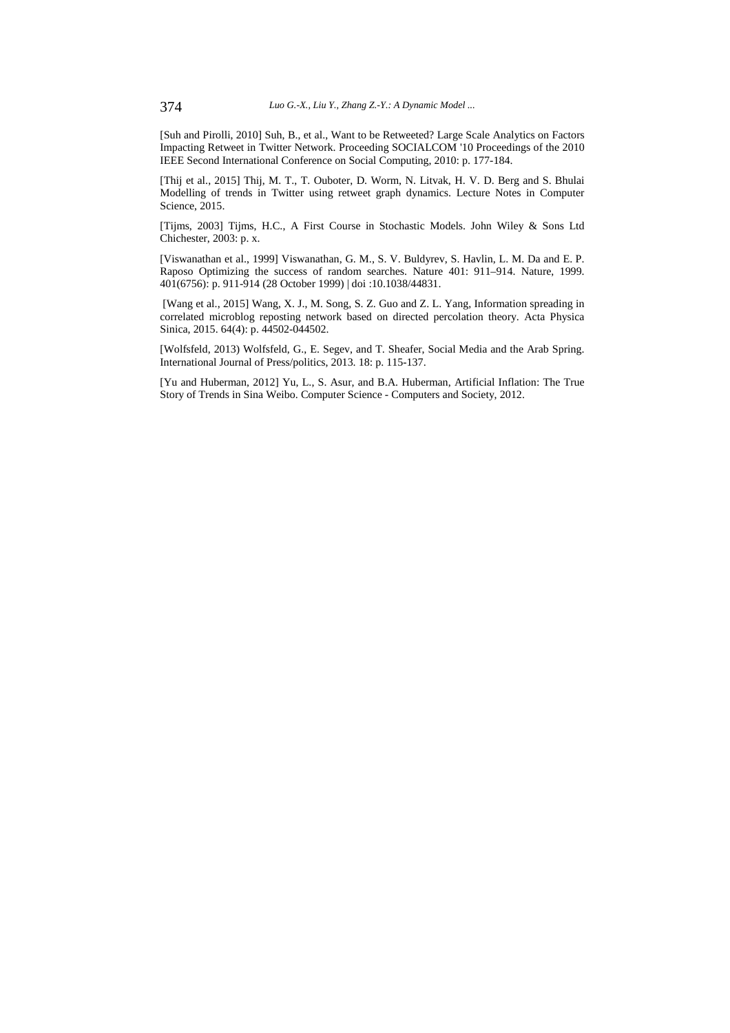[Suh and Pirolli, 2010] Suh, B., et al., Want to be Retweeted? Large Scale Analytics on Factors Impacting Retweet in Twitter Network. Proceeding SOCIALCOM '10 Proceedings of the 2010 IEEE Second International Conference on Social Computing, 2010: p. 177-184.

[Thij et al., 2015] Thij, M. T., T. Ouboter, D. Worm, N. Litvak, H. V. D. Berg and S. Bhulai Modelling of trends in Twitter using retweet graph dynamics. Lecture Notes in Computer Science, 2015.

[Tijms, 2003] Tijms, H.C., A First Course in Stochastic Models. John Wiley & Sons Ltd Chichester, 2003: p. x.

[Viswanathan et al., 1999] Viswanathan, G. M., S. V. Buldyrev, S. Havlin, L. M. Da and E. P. Raposo Optimizing the success of random searches. Nature 401: 911–914. Nature, 1999. 401(6756): p. 911-914 (28 October 1999) | doi :10.1038/44831.

[Wang et al., 2015] Wang, X. J., M. Song, S. Z. Guo and Z. L. Yang, Information spreading in correlated microblog reposting network based on directed percolation theory. Acta Physica Sinica, 2015. 64(4): p. 44502-044502.

[Wolfsfeld, 2013) Wolfsfeld, G., E. Segev, and T. Sheafer, Social Media and the Arab Spring. International Journal of Press/politics, 2013. 18: p. 115-137.

[Yu and Huberman, 2012] Yu, L., S. Asur, and B.A. Huberman, Artificial Inflation: The True Story of Trends in Sina Weibo. Computer Science - Computers and Society, 2012.